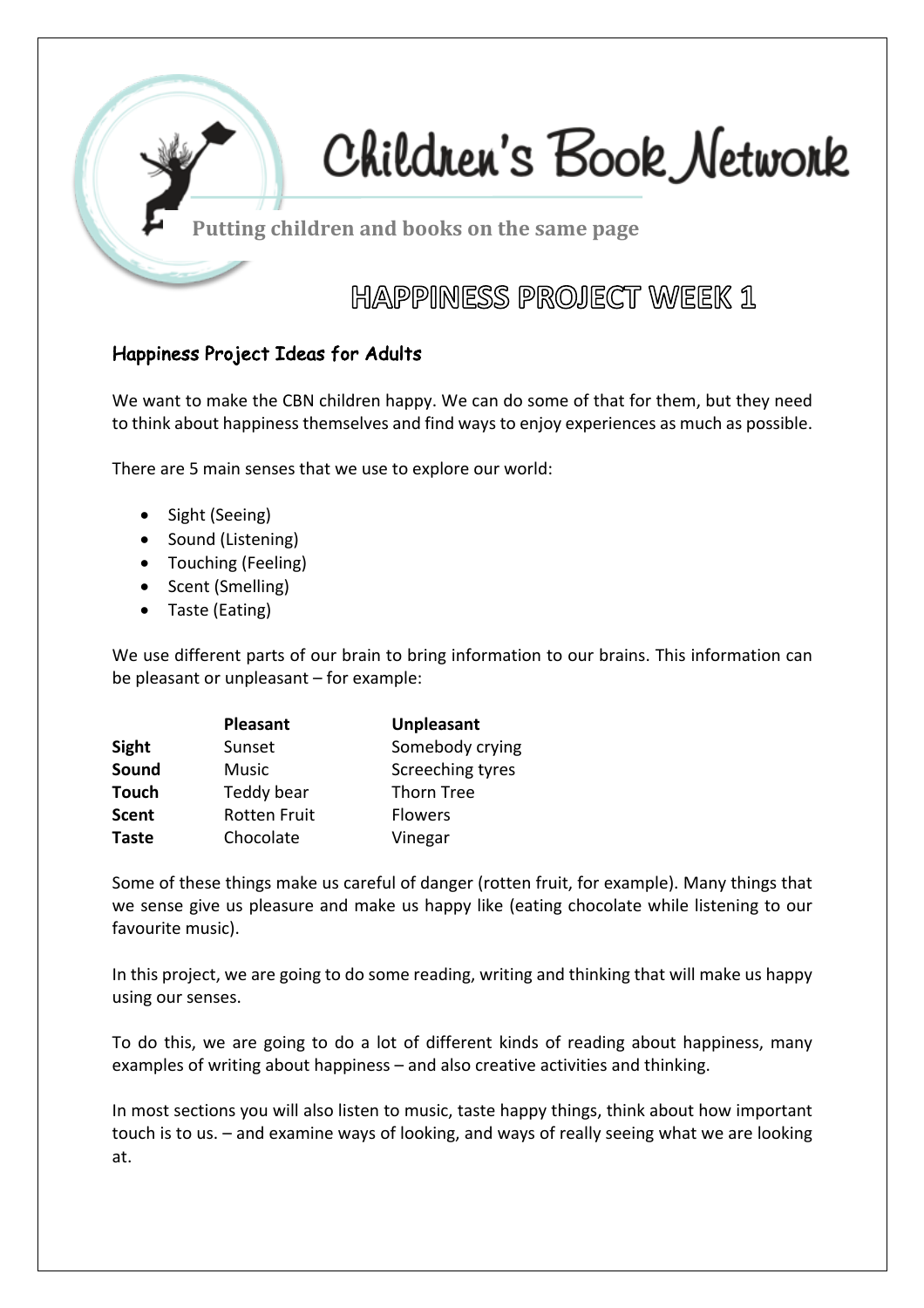# Children's Book Network

**Putting children and books on the same page**

## HAPPINESS PROJECT WEEK 1

### Happiness Project Ideas for Adults

We want to make the CBN children happy. We can do some of that for them, but they need to think about happiness themselves and find ways to enjoy experiences as much as possible.

There are 5 main senses that we use to explore our world:

- Sight (Seeing)
- Sound (Listening)
- Touching (Feeling)
- Scent (Smelling)
- Taste (Eating)

We use different parts of our brain to bring information to our brains. This information can be pleasant or unpleasant – for example:

| | **Pleasant** | **Unpleasant** |
|---|---|---|
| **Sight** | Sunset | Somebody crying |
| **Sound** | Music | Screeching tyres |
| **Touch** | Teddy bear | Thorn Tree |
| **Scent** | Rotten Fruit | Flowers |
| **Taste** | Chocolate | Vinegar |

Some of these things make us careful of danger (rotten fruit, for example). Many things that we sense give us pleasure and make us happy like (eating chocolate while listening to our favourite music).

In this project, we are going to do some reading, writing and thinking that will make us happy using our senses.

To do this, we are going to do a lot of different kinds of reading about happiness, many examples of writing about happiness – and also creative activities and thinking.

In most sections you will also listen to music, taste happy things, think about how important touch is to us. – and examine ways of looking, and ways of really seeing what we are looking at.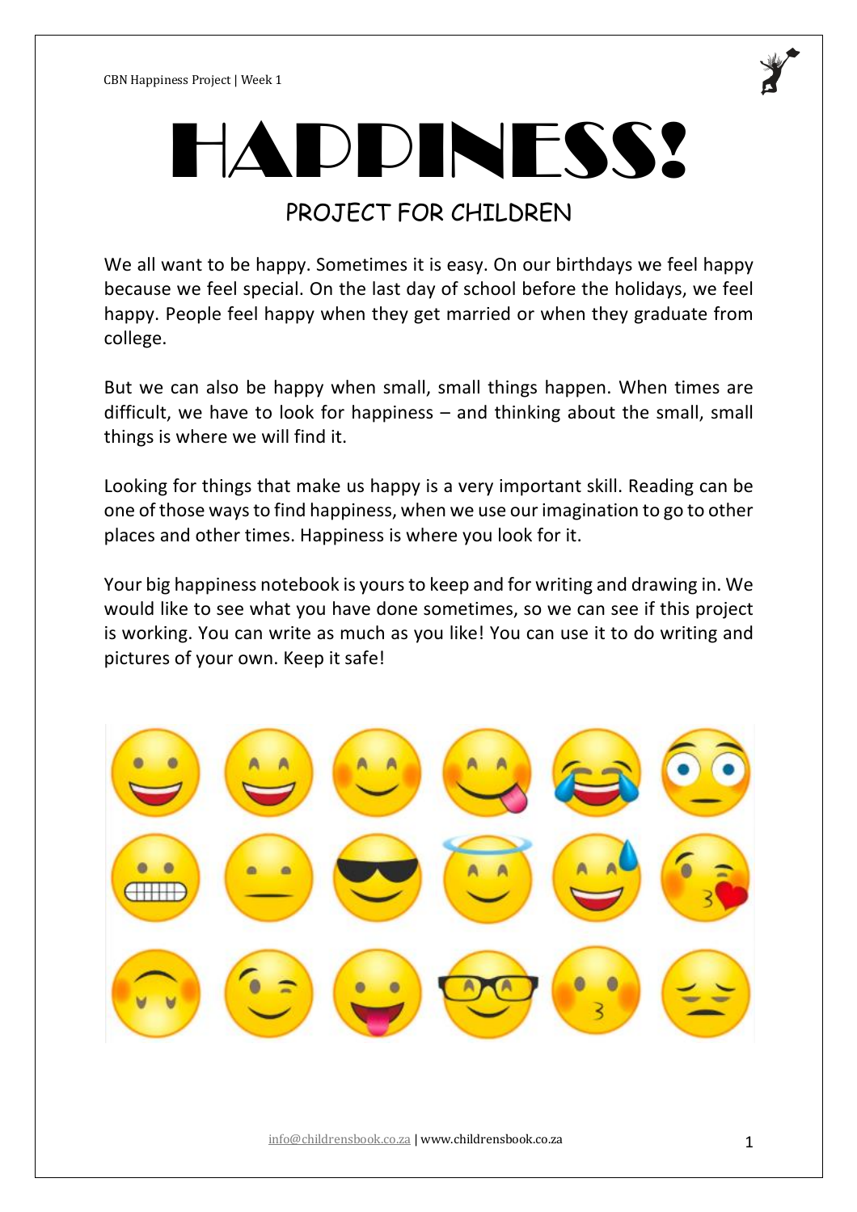# HAPPINESS!

## PROJECT FOR CHILDREN

We all want to be happy. Sometimes it is easy. On our birthdays we feel happy because we feel special. On the last day of school before the holidays, we feel happy. People feel happy when they get married or when they graduate from college.

But we can also be happy when small, small things happen. When times are difficult, we have to look for happiness – and thinking about the small, small things is where we will find it.

Looking for things that make us happy is a very important skill. Reading can be one of those ways to find happiness, when we use our imagination to go to other places and other times. Happiness is where you look for it.

Your big happiness notebook is yours to keep and for writing and drawing in. We would like to see what you have done sometimes, so we can see if this project is working. You can write as much as you like! You can use it to do writing and pictures of your own. Keep it safe!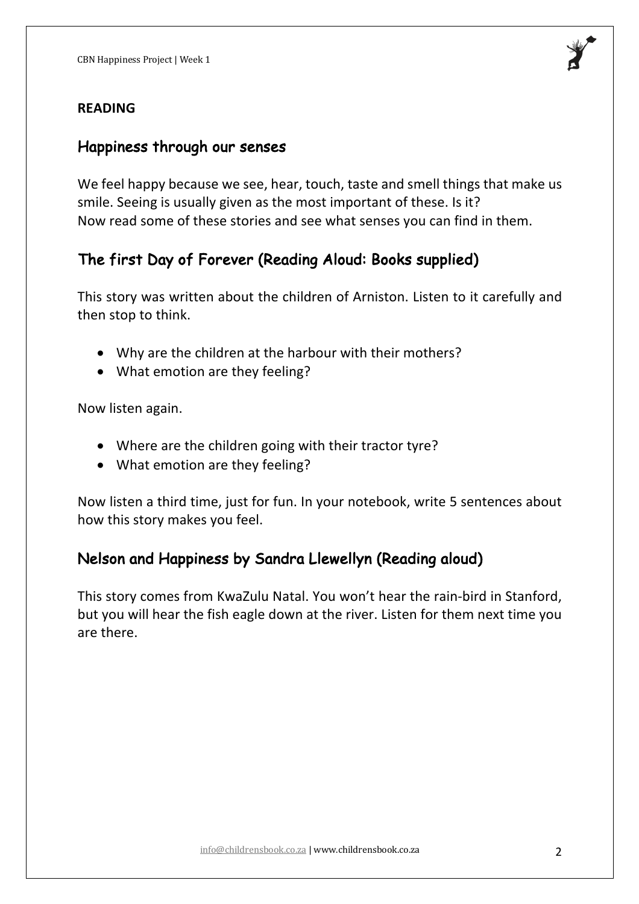**READING**

## Happiness through our senses

We feel happy because we see, hear, touch, taste and smell things that make us smile. Seeing is usually given as the most important of these. Is it?
Now read some of these stories and see what senses you can find in them.

## The first Day of Forever (Reading Aloud: Books supplied)

This story was written about the children of Arniston. Listen to it carefully and then stop to think.

- Why are the children at the harbour with their mothers?
- What emotion are they feeling?

Now listen again.

- Where are the children going with their tractor tyre?
- What emotion are they feeling?

Now listen a third time, just for fun. In your notebook, write 5 sentences about how this story makes you feel.

## Nelson and Happiness by Sandra Llewellyn (Reading aloud)

This story comes from KwaZulu Natal. You won't hear the rain-bird in Stanford, but you will hear the fish eagle down at the river. Listen for them next time you are there.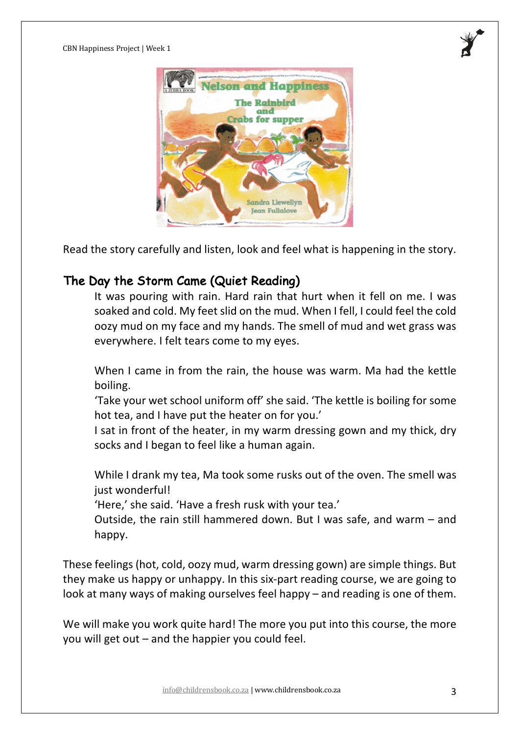Read the story carefully and listen, look and feel what is happening in the story.

## The Day the Storm Came (Quiet Reading)

It was pouring with rain. Hard rain that hurt when it fell on me. I was soaked and cold. My feet slid on the mud. When I fell, I could feel the cold oozy mud on my face and my hands. The smell of mud and wet grass was everywhere. I felt tears come to my eyes.

When I came in from the rain, the house was warm. Ma had the kettle boiling.
'Take your wet school uniform off' she said. 'The kettle is boiling for some hot tea, and I have put the heater on for you.'
I sat in front of the heater, in my warm dressing gown and my thick, dry socks and I began to feel like a human again.

While I drank my tea, Ma took some rusks out of the oven. The smell was just wonderful!
'Here,' she said. 'Have a fresh rusk with your tea.'
Outside, the rain still hammered down. But I was safe, and warm – and happy.

These feelings (hot, cold, oozy mud, warm dressing gown) are simple things. But they make us happy or unhappy. In this six-part reading course, we are going to look at many ways of making ourselves feel happy – and reading is one of them.

We will make you work quite hard! The more you put into this course, the more you will get out – and the happier you could feel.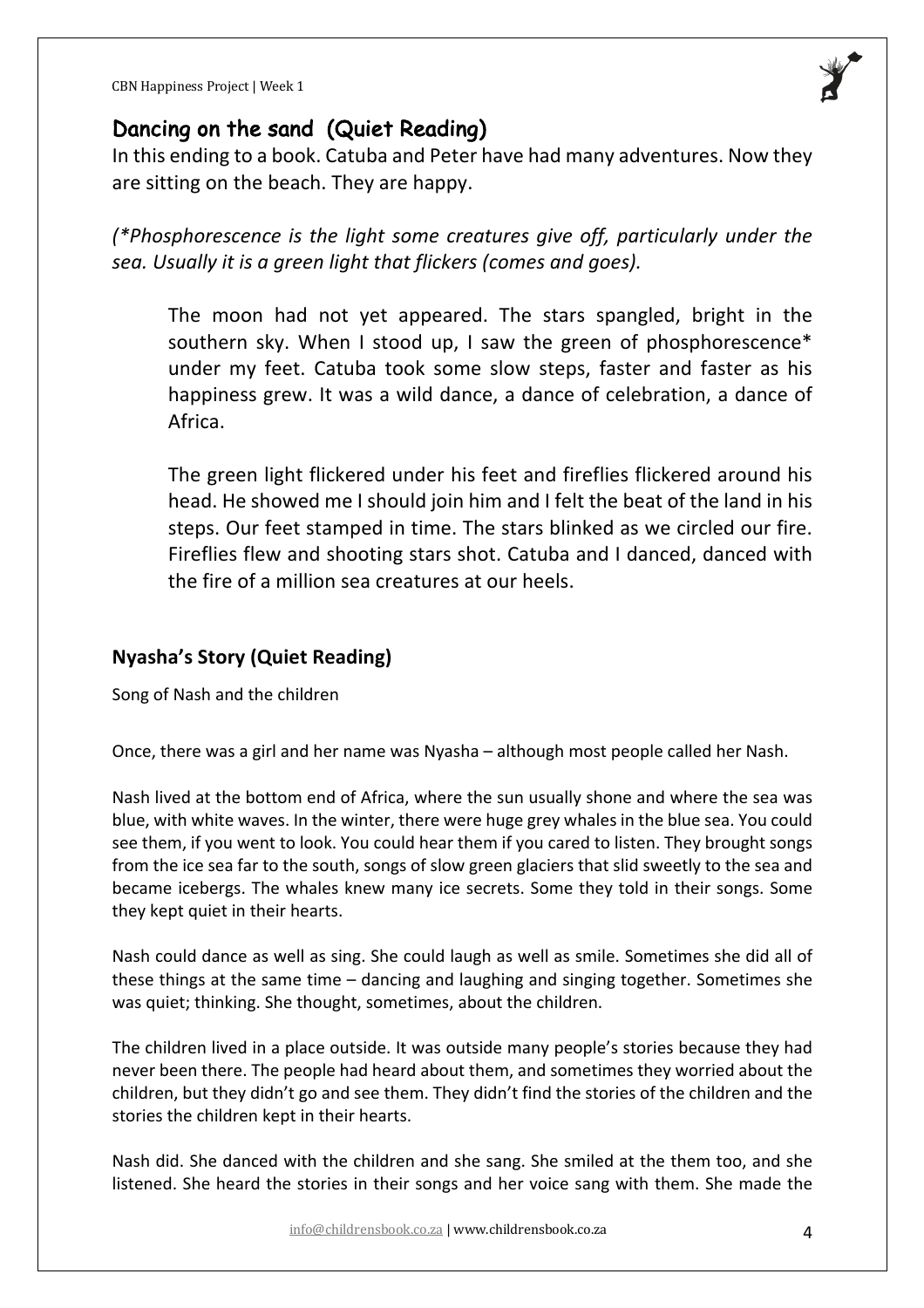## Dancing on the sand (Quiet Reading)

In this ending to a book. Catuba and Peter have had many adventures. Now they are sitting on the beach. They are happy.

*(*Phosphorescence is the light some creatures give off, particularly under the sea. Usually it is a green light that flickers (comes and goes).*

> The moon had not yet appeared. The stars spangled, bright in the southern sky. When I stood up, I saw the green of phosphorescence* under my feet. Catuba took some slow steps, faster and faster as his happiness grew. It was a wild dance, a dance of celebration, a dance of Africa.
>
> The green light flickered under his feet and fireflies flickered around his head. He showed me I should join him and I felt the beat of the land in his steps. Our feet stamped in time. The stars blinked as we circled our fire. Fireflies flew and shooting stars shot. Catuba and I danced, danced with the fire of a million sea creatures at our heels.

### Nyasha's Story (Quiet Reading)

Song of Nash and the children

Once, there was a girl and her name was Nyasha – although most people called her Nash.

Nash lived at the bottom end of Africa, where the sun usually shone and where the sea was blue, with white waves. In the winter, there were huge grey whales in the blue sea. You could see them, if you went to look. You could hear them if you cared to listen. They brought songs from the ice sea far to the south, songs of slow green glaciers that slid sweetly to the sea and became icebergs. The whales knew many ice secrets. Some they told in their songs. Some they kept quiet in their hearts.

Nash could dance as well as sing. She could laugh as well as smile. Sometimes she did all of these things at the same time – dancing and laughing and singing together. Sometimes she was quiet; thinking. She thought, sometimes, about the children.

The children lived in a place outside. It was outside many people's stories because they had never been there. The people had heard about them, and sometimes they worried about the children, but they didn't go and see them. They didn't find the stories of the children and the stories the children kept in their hearts.

Nash did. She danced with the children and she sang. She smiled at the them too, and she listened. She heard the stories in their songs and her voice sang with them. She made the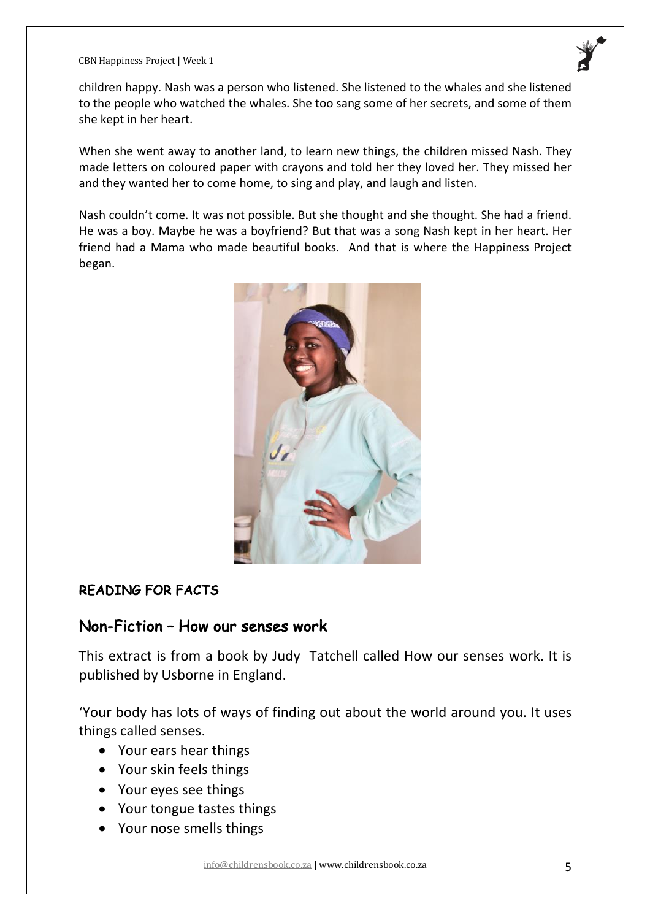children happy. Nash was a person who listened. She listened to the whales and she listened to the people who watched the whales. She too sang some of her secrets, and some of them she kept in her heart.

When she went away to another land, to learn new things, the children missed Nash. They made letters on coloured paper with crayons and told her they loved her. They missed her and they wanted her to come home, to sing and play, and laugh and listen.

Nash couldn't come. It was not possible. But she thought and she thought. She had a friend. He was a boy. Maybe he was a boyfriend? But that was a song Nash kept in her heart. Her friend had a Mama who made beautiful books. And that is where the Happiness Project began.

**READING FOR FACTS**

## Non-Fiction – How our senses work

This extract is from a book by Judy Tatchell called How our senses work. It is published by Usborne in England.

'Your body has lots of ways of finding out about the world around you. It uses things called senses.

- Your ears hear things
- Your skin feels things
- Your eyes see things
- Your tongue tastes things
- Your nose smells things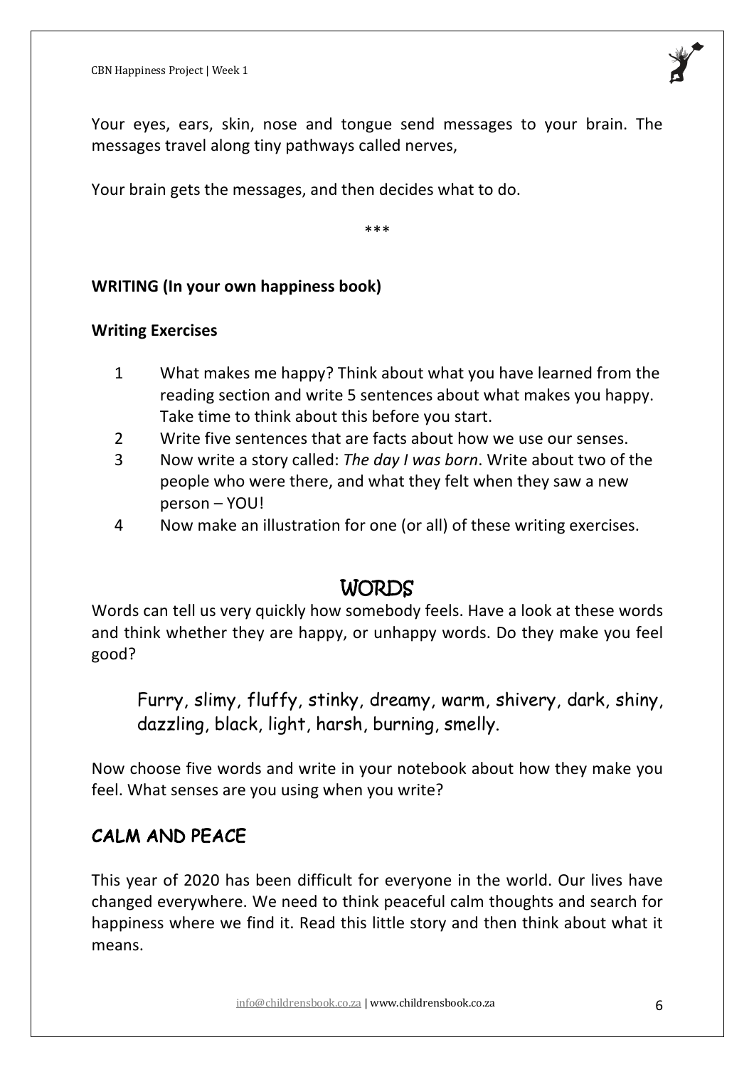Your eyes, ears, skin, nose and tongue send messages to your brain. The messages travel along tiny pathways called nerves,

Your brain gets the messages, and then decides what to do.

***

**WRITING (In your own happiness book)**

**Writing Exercises**

1. What makes me happy? Think about what you have learned from the reading section and write 5 sentences about what makes you happy. Take time to think about this before you start.
2. Write five sentences that are facts about how we use our senses.
3. Now write a story called: *The day I was born*. Write about two of the people who were there, and what they felt when they saw a new person – YOU!
4. Now make an illustration for one (or all) of these writing exercises.

## WORDS

Words can tell us very quickly how somebody feels. Have a look at these words and think whether they are happy, or unhappy words. Do they make you feel good?

> Furry, slimy, fluffy, stinky, dreamy, warm, shivery, dark, shiny, dazzling, black, light, harsh, burning, smelly.

Now choose five words and write in your notebook about how they make you feel. What senses are you using when you write?

## CALM AND PEACE

This year of 2020 has been difficult for everyone in the world. Our lives have changed everywhere. We need to think peaceful calm thoughts and search for happiness where we find it. Read this little story and then think about what it means.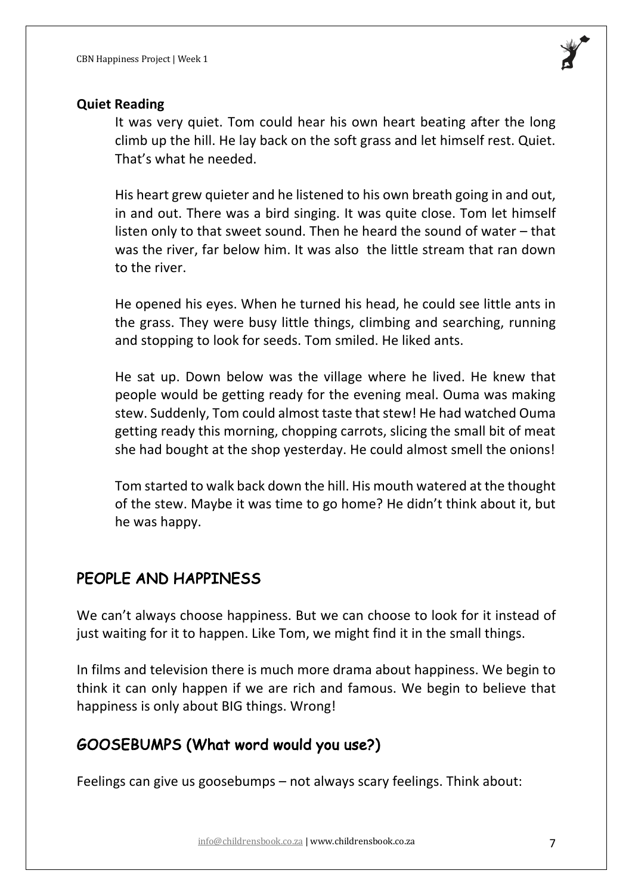**Quiet Reading**

It was very quiet. Tom could hear his own heart beating after the long climb up the hill. He lay back on the soft grass and let himself rest. Quiet. That's what he needed.

His heart grew quieter and he listened to his own breath going in and out, in and out. There was a bird singing. It was quite close. Tom let himself listen only to that sweet sound. Then he heard the sound of water – that was the river, far below him. It was also  the little stream that ran down to the river.

He opened his eyes. When he turned his head, he could see little ants in the grass. They were busy little things, climbing and searching, running and stopping to look for seeds. Tom smiled. He liked ants.

He sat up. Down below was the village where he lived. He knew that people would be getting ready for the evening meal. Ouma was making stew. Suddenly, Tom could almost taste that stew! He had watched Ouma getting ready this morning, chopping carrots, slicing the small bit of meat she had bought at the shop yesterday. He could almost smell the onions!

Tom started to walk back down the hill. His mouth watered at the thought of the stew. Maybe it was time to go home? He didn't think about it, but he was happy.

## PEOPLE AND HAPPINESS

We can't always choose happiness. But we can choose to look for it instead of just waiting for it to happen. Like Tom, we might find it in the small things.

In films and television there is much more drama about happiness. We begin to think it can only happen if we are rich and famous. We begin to believe that happiness is only about BIG things. Wrong!

## GOOSEBUMPS (What word would you use?)

Feelings can give us goosebumps – not always scary feelings. Think about: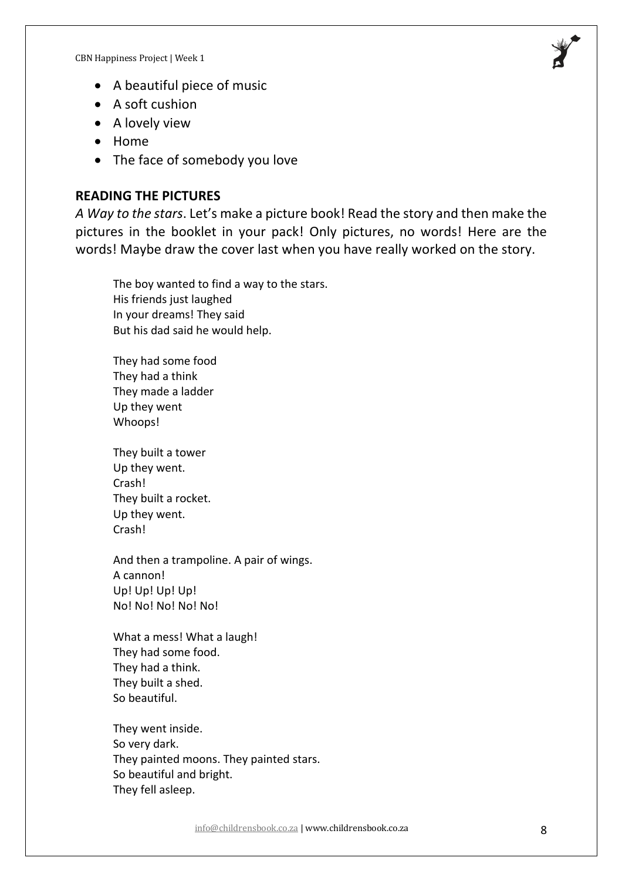- A beautiful piece of music
- A soft cushion
- A lovely view
- Home
- The face of somebody you love

**READING THE PICTURES**

*A Way to the stars*. Let's make a picture book! Read the story and then make the pictures in the booklet in your pack! Only pictures, no words! Here are the words! Maybe draw the cover last when you have really worked on the story.

> The boy wanted to find a way to the stars.
> His friends just laughed
> In your dreams! They said
> But his dad said he would help.
>
> They had some food
> They had a think
> They made a ladder
> Up they went
> Whoops!
>
> They built a tower
> Up they went.
> Crash!
> They built a rocket.
> Up they went.
> Crash!
>
> And then a trampoline. A pair of wings.
> A cannon!
> Up! Up! Up! Up!
> No! No! No! No! No!
>
> What a mess! What a laugh!
> They had some food.
> They had a think.
> They built a shed.
> So beautiful.
>
> They went inside.
> So very dark.
> They painted moons. They painted stars.
> So beautiful and bright.
> They fell asleep.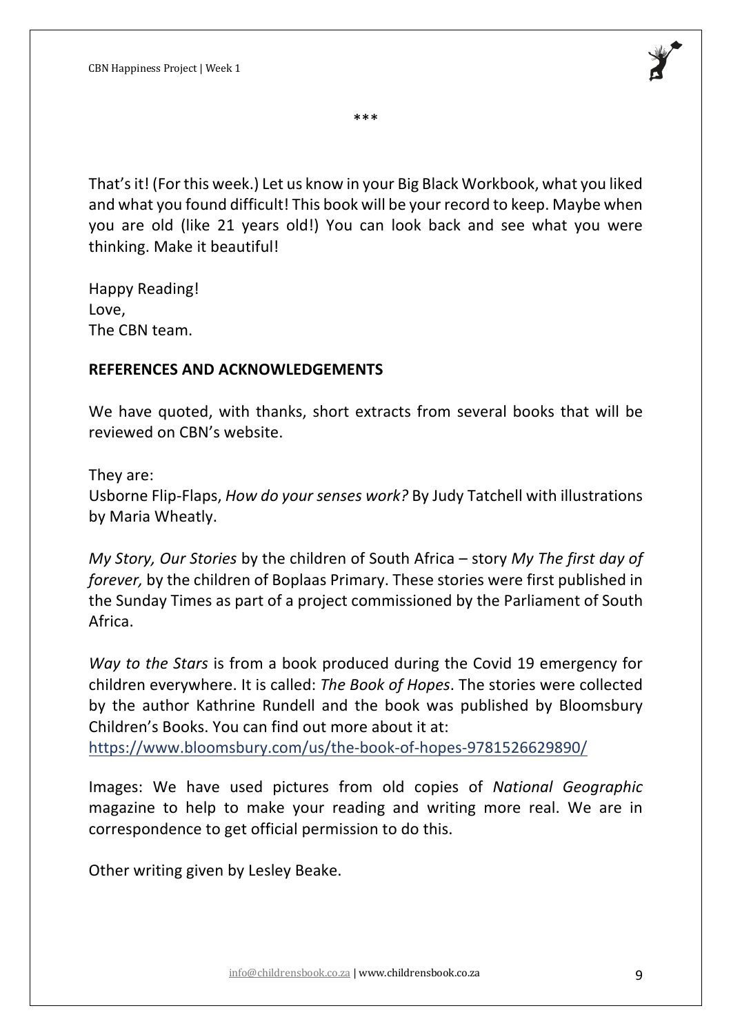\*\*\*

That's it! (For this week.) Let us know in your Big Black Workbook, what you liked and what you found difficult! This book will be your record to keep. Maybe when you are old (like 21 years old!) You can look back and see what you were thinking. Make it beautiful!

Happy Reading!
Love,
The CBN team.

**REFERENCES AND ACKNOWLEDGEMENTS**

We have quoted, with thanks, short extracts from several books that will be reviewed on CBN's website.

They are:
Usborne Flip-Flaps, *How do your senses work?* By Judy Tatchell with illustrations by Maria Wheatly.

*My Story, Our Stories* by the children of South Africa – story *My The first day of forever,* by the children of Boplaas Primary. These stories were first published in the Sunday Times as part of a project commissioned by the Parliament of South Africa.

*Way to the Stars* is from a book produced during the Covid 19 emergency for children everywhere. It is called: *The Book of Hopes*. The stories were collected by the author Kathrine Rundell and the book was published by Bloomsbury Children's Books. You can find out more about it at:
https://www.bloomsbury.com/us/the-book-of-hopes-9781526629890/

Images: We have used pictures from old copies of *National Geographic* magazine to help to make your reading and writing more real. We are in correspondence to get official permission to do this.

Other writing given by Lesley Beake.